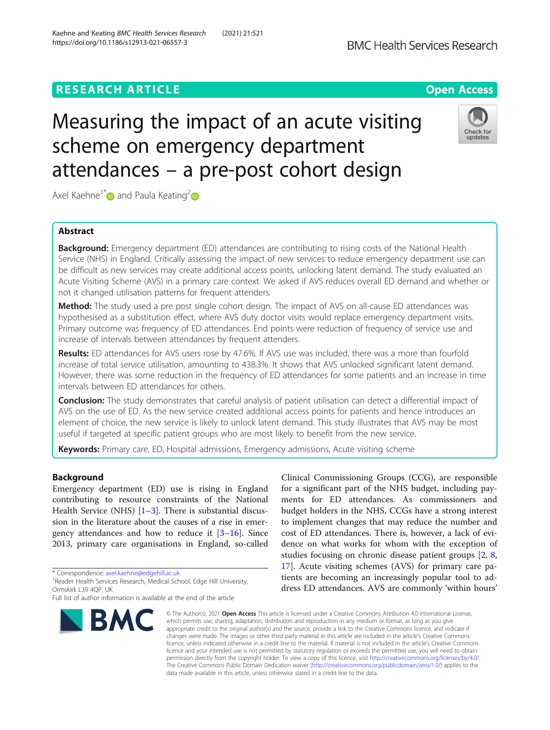RESEARCH ARTICLE

Open Access

# Measuring the impact of an acute visiting scheme on emergency department attendances – a pre-post cohort design

Axel Kaehne[1*] and Paula Keating[2]

## Abstract

**Background:** Emergency department (ED) attendances are contributing to rising costs of the National Health Service (NHS) in England. Critically assessing the impact of new services to reduce emergency department use can be difficult as new services may create additional access points, unlocking latent demand. The study evaluated an Acute Visiting Scheme (AVS) in a primary care context. We asked if AVS reduces overall ED demand and whether or not it changed utilisation patterns for frequent attenders.

**Method:** The study used a pre post single cohort design. The impact of AVS on all-cause ED attendances was hypothesised as a substitution effect, where AVS duty doctor visits would replace emergency department visits. Primary outcome was frequency of ED attendances. End points were reduction of frequency of service use and increase of intervals between attendances by frequent attenders.

**Results:** ED attendances for AVS users rose by 47.6%. If AVS use was included, there was a more than fourfold increase of total service utilisation, amounting to 438.3%. It shows that AVS unlocked significant latent demand. However, there was some reduction in the frequency of ED attendances for some patients and an increase in time intervals between ED attendances for others.

**Conclusion:** The study demonstrates that careful analysis of patient utilisation can detect a differential impact of AVS on the use of ED. As the new service created additional access points for patients and hence introduces an element of choice, the new service is likely to unlock latent demand. This study illustrates that AVS may be most useful if targeted at specific patient groups who are most likely to benefit from the new service.

**Keywords:** Primary care, ED, Hospital admissions, Emergency admissions, Acute visiting scheme

## Background

Emergency department (ED) use is rising in England contributing to resource constraints of the National Health Service (NHS) [1–3]. There is substantial discussion in the literature about the causes of a rise in emergency attendances and how to reduce it [3–16]. Since 2013, primary care organisations in England, so-called Clinical Commissioning Groups (CCG), are responsible for a significant part of the NHS budget, including payments for ED attendances. As commissioners and budget holders in the NHS, CCGs have a strong interest to implement changes that may reduce the number and cost of ED attendances. There is, however, a lack of evidence on what works for whom with the exception of studies focusing on chronic disease patient groups [2, 8, 17]. Acute visiting schemes (AVS) for primary care patients are becoming an increasingly popular tool to address ED attendances. AVS are commonly 'within hours'

\* Correspondence: axel.kaehne@edgehill.ac.uk
[1]Reader Health Services Research, Medical School, Edge Hill University, Ormskirk L39 4QP, UK
Full list of author information is available at the end of the article

© The Author(s). 2021 **Open Access** This article is licensed under a Creative Commons Attribution 4.0 International License, which permits use, sharing, adaptation, distribution and reproduction in any medium or format, as long as you give appropriate credit to the original author(s) and the source, provide a link to the Creative Commons licence, and indicate if changes were made. The images or other third party material in this article are included in the article's Creative Commons licence, unless indicated otherwise in a credit line to the material. If material is not included in the article's Creative Commons licence and your intended use is not permitted by statutory regulation or exceeds the permitted use, you will need to obtain permission directly from the copyright holder. To view a copy of this licence, visit http://creativecommons.org/licenses/by/4.0/. The Creative Commons Public Domain Dedication waiver (http://creativecommons.org/publicdomain/zero/1.0/) applies to the data made available in this article, unless otherwise stated in a credit line to the data.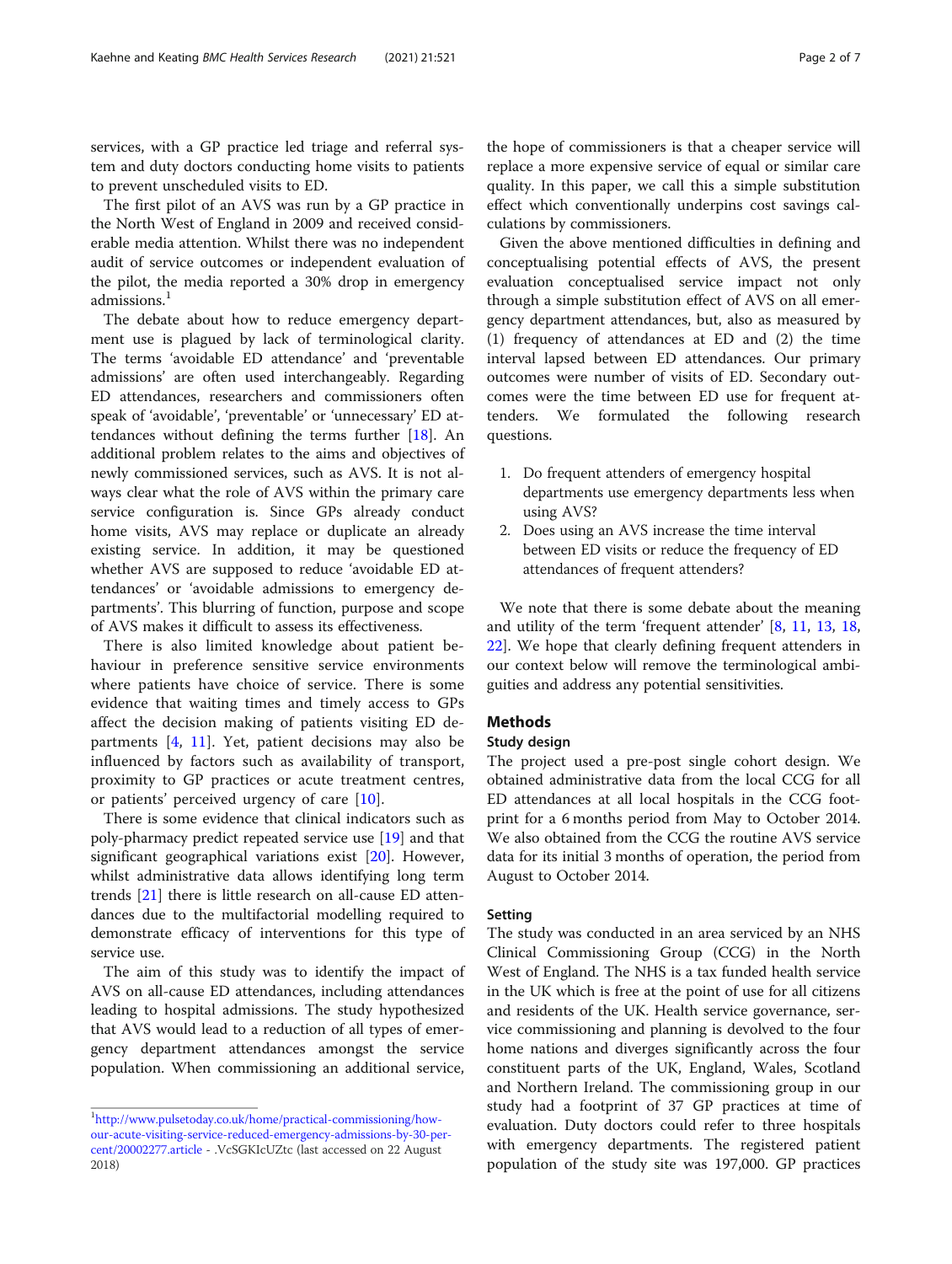services, with a GP practice led triage and referral system and duty doctors conducting home visits to patients to prevent unscheduled visits to ED.

The first pilot of an AVS was run by a GP practice in the North West of England in 2009 and received considerable media attention. Whilst there was no independent audit of service outcomes or independent evaluation of the pilot, the media reported a 30% drop in emergency admissions.[1]

The debate about how to reduce emergency department use is plagued by lack of terminological clarity. The terms 'avoidable ED attendance' and 'preventable admissions' are often used interchangeably. Regarding ED attendances, researchers and commissioners often speak of 'avoidable', 'preventable' or 'unnecessary' ED attendances without defining the terms further [18]. An additional problem relates to the aims and objectives of newly commissioned services, such as AVS. It is not always clear what the role of AVS within the primary care service configuration is. Since GPs already conduct home visits, AVS may replace or duplicate an already existing service. In addition, it may be questioned whether AVS are supposed to reduce 'avoidable ED attendances' or 'avoidable admissions to emergency departments'. This blurring of function, purpose and scope of AVS makes it difficult to assess its effectiveness.

There is also limited knowledge about patient behaviour in preference sensitive service environments where patients have choice of service. There is some evidence that waiting times and timely access to GPs affect the decision making of patients visiting ED departments [4, 11]. Yet, patient decisions may also be influenced by factors such as availability of transport, proximity to GP practices or acute treatment centres, or patients' perceived urgency of care [10].

There is some evidence that clinical indicators such as poly-pharmacy predict repeated service use [19] and that significant geographical variations exist [20]. However, whilst administrative data allows identifying long term trends [21] there is little research on all-cause ED attendances due to the multifactorial modelling required to demonstrate efficacy of interventions for this type of service use.

The aim of this study was to identify the impact of AVS on all-cause ED attendances, including attendances leading to hospital admissions. The study hypothesized that AVS would lead to a reduction of all types of emergency department attendances amongst the service population. When commissioning an additional service, the hope of commissioners is that a cheaper service will replace a more expensive service of equal or similar care quality. In this paper, we call this a simple substitution effect which conventionally underpins cost savings calculations by commissioners.

Given the above mentioned difficulties in defining and conceptualising potential effects of AVS, the present evaluation conceptualised service impact not only through a simple substitution effect of AVS on all emergency department attendances, but, also as measured by (1) frequency of attendances at ED and (2) the time interval lapsed between ED attendances. Our primary outcomes were number of visits of ED. Secondary outcomes were the time between ED use for frequent attenders. We formulated the following research questions.

1. Do frequent attenders of emergency hospital departments use emergency departments less when using AVS?
2. Does using an AVS increase the time interval between ED visits or reduce the frequency of ED attendances of frequent attenders?

We note that there is some debate about the meaning and utility of the term 'frequent attender' [8, 11, 13, 18, 22]. We hope that clearly defining frequent attenders in our context below will remove the terminological ambiguities and address any potential sensitivities.

## Methods

### Study design

The project used a pre-post single cohort design. We obtained administrative data from the local CCG for all ED attendances at all local hospitals in the CCG footprint for a 6 months period from May to October 2014. We also obtained from the CCG the routine AVS service data for its initial 3 months of operation, the period from August to October 2014.

### Setting

The study was conducted in an area serviced by an NHS Clinical Commissioning Group (CCG) in the North West of England. The NHS is a tax funded health service in the UK which is free at the point of use for all citizens and residents of the UK. Health service governance, service commissioning and planning is devolved to the four home nations and diverges significantly across the four constituent parts of the UK, England, Wales, Scotland and Northern Ireland. The commissioning group in our study had a footprint of 37 GP practices at time of evaluation. Duty doctors could refer to three hospitals with emergency departments. The registered patient population of the study site was 197,000. GP practices

[1] http://www.pulsetoday.co.uk/home/practical-commissioning/how-our-acute-visiting-service-reduced-emergency-admissions-by-30-per-cent/20002277.article - .VcSGKIcUZtc (last accessed on 22 August 2018)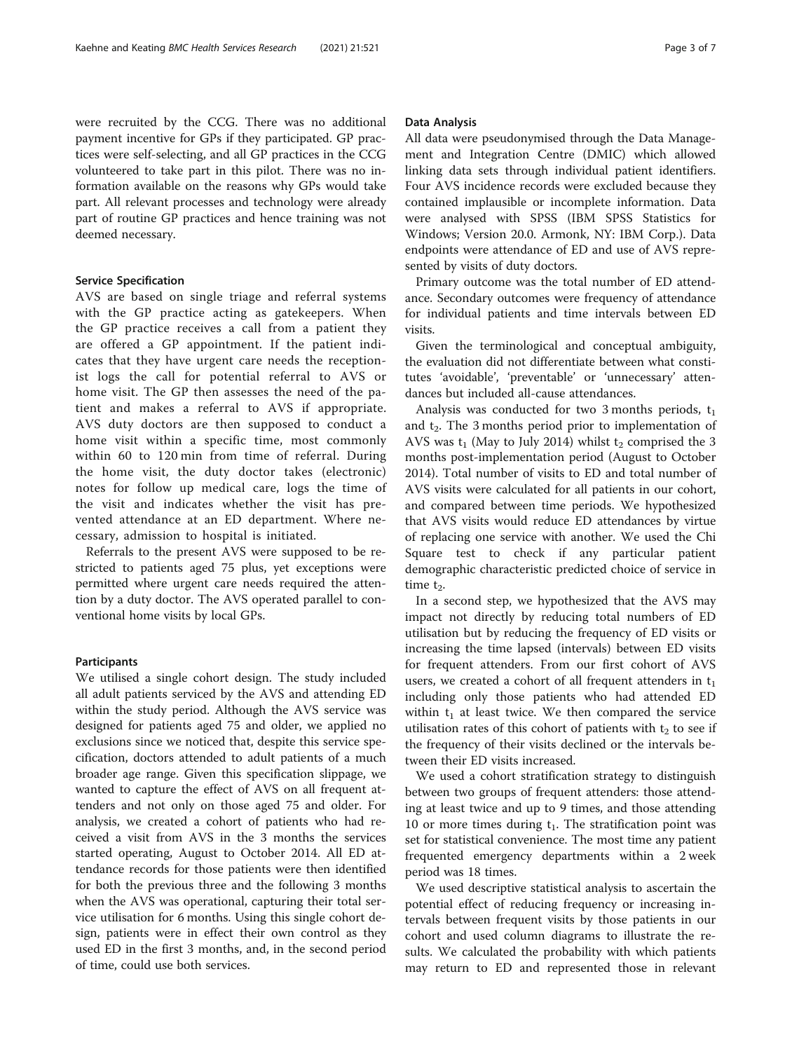were recruited by the CCG. There was no additional payment incentive for GPs if they participated. GP practices were self-selecting, and all GP practices in the CCG volunteered to take part in this pilot. There was no information available on the reasons why GPs would take part. All relevant processes and technology were already part of routine GP practices and hence training was not deemed necessary.

### Service Specification

AVS are based on single triage and referral systems with the GP practice acting as gatekeepers. When the GP practice receives a call from a patient they are offered a GP appointment. If the patient indicates that they have urgent care needs the receptionist logs the call for potential referral to AVS or home visit. The GP then assesses the need of the patient and makes a referral to AVS if appropriate. AVS duty doctors are then supposed to conduct a home visit within a specific time, most commonly within 60 to 120 min from time of referral. During the home visit, the duty doctor takes (electronic) notes for follow up medical care, logs the time of the visit and indicates whether the visit has prevented attendance at an ED department. Where necessary, admission to hospital is initiated.

Referrals to the present AVS were supposed to be restricted to patients aged 75 plus, yet exceptions were permitted where urgent care needs required the attention by a duty doctor. The AVS operated parallel to conventional home visits by local GPs.

### Participants

We utilised a single cohort design. The study included all adult patients serviced by the AVS and attending ED within the study period. Although the AVS service was designed for patients aged 75 and older, we applied no exclusions since we noticed that, despite this service specification, doctors attended to adult patients of a much broader age range. Given this specification slippage, we wanted to capture the effect of AVS on all frequent attenders and not only on those aged 75 and older. For analysis, we created a cohort of patients who had received a visit from AVS in the 3 months the services started operating, August to October 2014. All ED attendance records for those patients were then identified for both the previous three and the following 3 months when the AVS was operational, capturing their total service utilisation for 6 months. Using this single cohort design, patients were in effect their own control as they used ED in the first 3 months, and, in the second period of time, could use both services.

### Data Analysis

All data were pseudonymised through the Data Management and Integration Centre (DMIC) which allowed linking data sets through individual patient identifiers. Four AVS incidence records were excluded because they contained implausible or incomplete information. Data were analysed with SPSS (IBM SPSS Statistics for Windows; Version 20.0. Armonk, NY: IBM Corp.). Data endpoints were attendance of ED and use of AVS represented by visits of duty doctors.

Primary outcome was the total number of ED attendance. Secondary outcomes were frequency of attendance for individual patients and time intervals between ED visits.

Given the terminological and conceptual ambiguity, the evaluation did not differentiate between what constitutes 'avoidable', 'preventable' or 'unnecessary' attendances but included all-cause attendances.

Analysis was conducted for two 3 months periods, $t_1$ and $t_2$. The 3 months period prior to implementation of AVS was $t_1$ (May to July 2014) whilst $t_2$ comprised the 3 months post-implementation period (August to October 2014). Total number of visits to ED and total number of AVS visits were calculated for all patients in our cohort, and compared between time periods. We hypothesized that AVS visits would reduce ED attendances by virtue of replacing one service with another. We used the Chi Square test to check if any particular patient demographic characteristic predicted choice of service in time $t_2$.

In a second step, we hypothesized that the AVS may impact not directly by reducing total numbers of ED utilisation but by reducing the frequency of ED visits or increasing the time lapsed (intervals) between ED visits for frequent attenders. From our first cohort of AVS users, we created a cohort of all frequent attenders in $t_1$ including only those patients who had attended ED within $t_1$ at least twice. We then compared the service utilisation rates of this cohort of patients with $t_2$ to see if the frequency of their visits declined or the intervals between their ED visits increased.

We used a cohort stratification strategy to distinguish between two groups of frequent attenders: those attending at least twice and up to 9 times, and those attending 10 or more times during $t_1$. The stratification point was set for statistical convenience. The most time any patient frequented emergency departments within a 2 week period was 18 times.

We used descriptive statistical analysis to ascertain the potential effect of reducing frequency or increasing intervals between frequent visits by those patients in our cohort and used column diagrams to illustrate the results. We calculated the probability with which patients may return to ED and represented those in relevant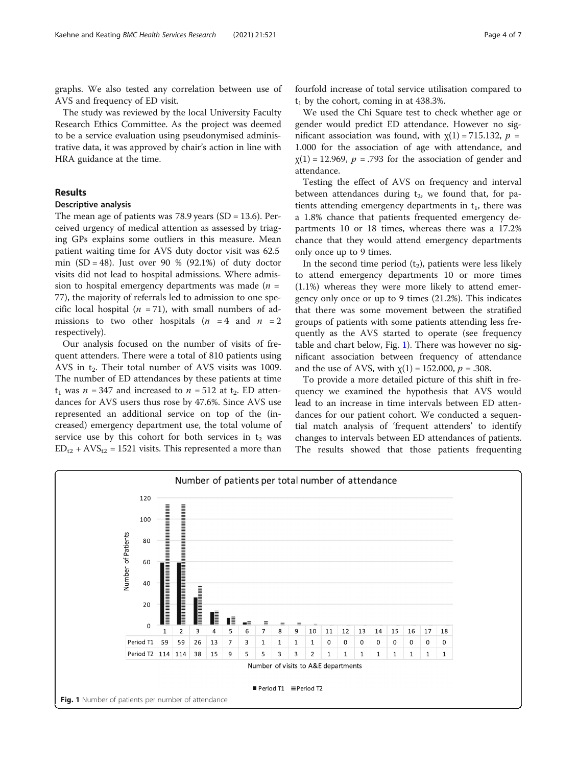graphs. We also tested any correlation between use of AVS and frequency of ED visit.

The study was reviewed by the local University Faculty Research Ethics Committee. As the project was deemed to be a service evaluation using pseudonymised administrative data, it was approved by chair's action in line with HRA guidance at the time.

## Results

### Descriptive analysis

The mean age of patients was 78.9 years (SD = 13.6). Perceived urgency of medical attention as assessed by triaging GPs explains some outliers in this measure. Mean patient waiting time for AVS duty doctor visit was 62.5 min (SD = 48). Just over 90 % (92.1%) of duty doctor visits did not lead to hospital admissions. Where admission to hospital emergency departments was made ($n$ = 77), the majority of referrals led to admission to one specific local hospital ($n$ = 71), with small numbers of admissions to two other hospitals ($n$ = 4 and $n$ = 2 respectively).

Our analysis focused on the number of visits of frequent attenders. There were a total of 810 patients using AVS in $t_2$. Their total number of AVS visits was 1009. The number of ED attendances by these patients at time $t_1$ was $n$ = 347 and increased to $n$ = 512 at $t_2$. ED attendances for AVS users thus rose by 47.6%. Since AVS use represented an additional service on top of the (increased) emergency department use, the total volume of service use by this cohort for both services in $t_2$ was $ED_{t2} + AVS_{t2}$ = 1521 visits. This represented a more than fourfold increase of total service utilisation compared to $t_1$ by the cohort, coming in at 438.3%.

We used the Chi Square test to check whether age or gender would predict ED attendance. However no significant association was found, with $\chi(1) = 715.132$, $p$ = 1.000 for the association of age with attendance, and $\chi(1) = 12.969$, $p$ = .793 for the association of gender and attendance.

Testing the effect of AVS on frequency and interval between attendances during $t_2$, we found that, for patients attending emergency departments in $t_1$, there was a 1.8% chance that patients frequented emergency departments 10 or 18 times, whereas there was a 17.2% chance that they would attend emergency departments only once up to 9 times.

In the second time period ($t_2$), patients were less likely to attend emergency departments 10 or more times (1.1%) whereas they were more likely to attend emergency only once or up to 9 times (21.2%). This indicates that there was some movement between the stratified groups of patients with some patients attending less frequently as the AVS started to operate (see frequency table and chart below, Fig. 1). There was however no significant association between frequency of attendance and the use of AVS, with $\chi(1) = 152.000$, $p$ = .308.

To provide a more detailed picture of this shift in frequency we examined the hypothesis that AVS would lead to an increase in time intervals between ED attendances for our patient cohort. We conducted a sequential match analysis of 'frequent attenders' to identify changes to intervals between ED attendances of patients. The results showed that those patients frequenting

**Number of patients per total number of attendance**

| Number of visits to A&E departments | 1 | 2 | 3 | 4 | 5 | 6 | 7 | 8 | 9 | 10 | 11 | 12 | 13 | 14 | 15 | 16 | 17 | 18 |
|---|---|---|---|---|---|---|---|---|---|---|---|---|---|---|---|---|---|---|
| Period T1 | 59 | 59 | 26 | 13 | 7 | 3 | 1 | 1 | 1 | 1 | 0 | 0 | 0 | 0 | 0 | 0 | 0 | 0 |
| Period T2 | 114 | 114 | 38 | 15 | 9 | 5 | 5 | 3 | 3 | 2 | 1 | 1 | 1 | 1 | 1 | 1 | 1 | 1 |

**Fig. 1** Number of patients per number of attendance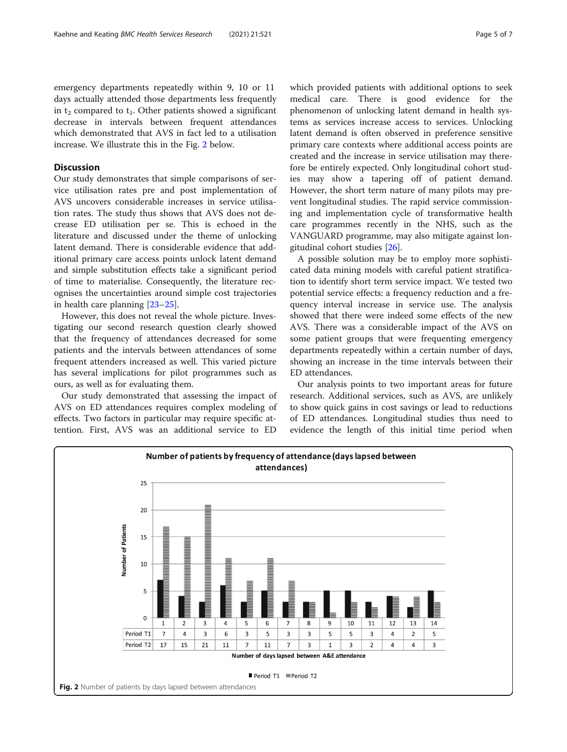emergency departments repeatedly within 9, 10 or 11 days actually attended those departments less frequently in $t_2$ compared to $t_1$. Other patients showed a significant decrease in intervals between frequent attendances which demonstrated that AVS in fact led to a utilisation increase. We illustrate this in the Fig. 2 below.

## Discussion

Our study demonstrates that simple comparisons of service utilisation rates pre and post implementation of AVS uncovers considerable increases in service utilisation rates. The study thus shows that AVS does not decrease ED utilisation per se. This is echoed in the literature and discussed under the theme of unlocking latent demand. There is considerable evidence that additional primary care access points unlock latent demand and simple substitution effects take a significant period of time to materialise. Consequently, the literature recognises the uncertainties around simple cost trajectories in health care planning [23–25].

However, this does not reveal the whole picture. Investigating our second research question clearly showed that the frequency of attendances decreased for some patients and the intervals between attendances of some frequent attenders increased as well. This varied picture has several implications for pilot programmes such as ours, as well as for evaluating them.

Our study demonstrated that assessing the impact of AVS on ED attendances requires complex modeling of effects. Two factors in particular may require specific attention. First, AVS was an additional service to ED which provided patients with additional options to seek medical care. There is good evidence for the phenomenon of unlocking latent demand in health systems as services increase access to services. Unlocking latent demand is often observed in preference sensitive primary care contexts where additional access points are created and the increase in service utilisation may therefore be entirely expected. Only longitudinal cohort studies may show a tapering off of patient demand. However, the short term nature of many pilots may prevent longitudinal studies. The rapid service commissioning and implementation cycle of transformative health care programmes recently in the NHS, such as the VANGUARD programme, may also mitigate against longitudinal cohort studies [26].

A possible solution may be to employ more sophisticated data mining models with careful patient stratification to identify short term service impact. We tested two potential service effects: a frequency reduction and a frequency interval increase in service use. The analysis showed that there were indeed some effects of the new AVS. There was a considerable impact of the AVS on some patient groups that were frequenting emergency departments repeatedly within a certain number of days, showing an increase in the time intervals between their ED attendances.

Our analysis points to two important areas for future research. Additional services, such as AVS, are unlikely to show quick gains in cost savings or lead to reductions of ED attendances. Longitudinal studies thus need to evidence the length of this initial time period when

**Number of patients by frequency of attendance (days lapsed between attendances)**

| Number of days lapsed between A&E attendance | 1 | 2 | 3 | 4 | 5 | 6 | 7 | 8 | 9 | 10 | 11 | 12 | 13 | 14 |
|---|---|---|---|---|---|---|---|---|---|---|---|---|---|---|
| Period T1 | 7 | 4 | 3 | 6 | 3 | 5 | 3 | 3 | 5 | 5 | 3 | 4 | 2 | 5 |
| Period T2 | 17 | 15 | 21 | 11 | 7 | 11 | 7 | 3 | 1 | 3 | 2 | 4 | 4 | 3 |

**Fig. 2** Number of patients by days lapsed between attendances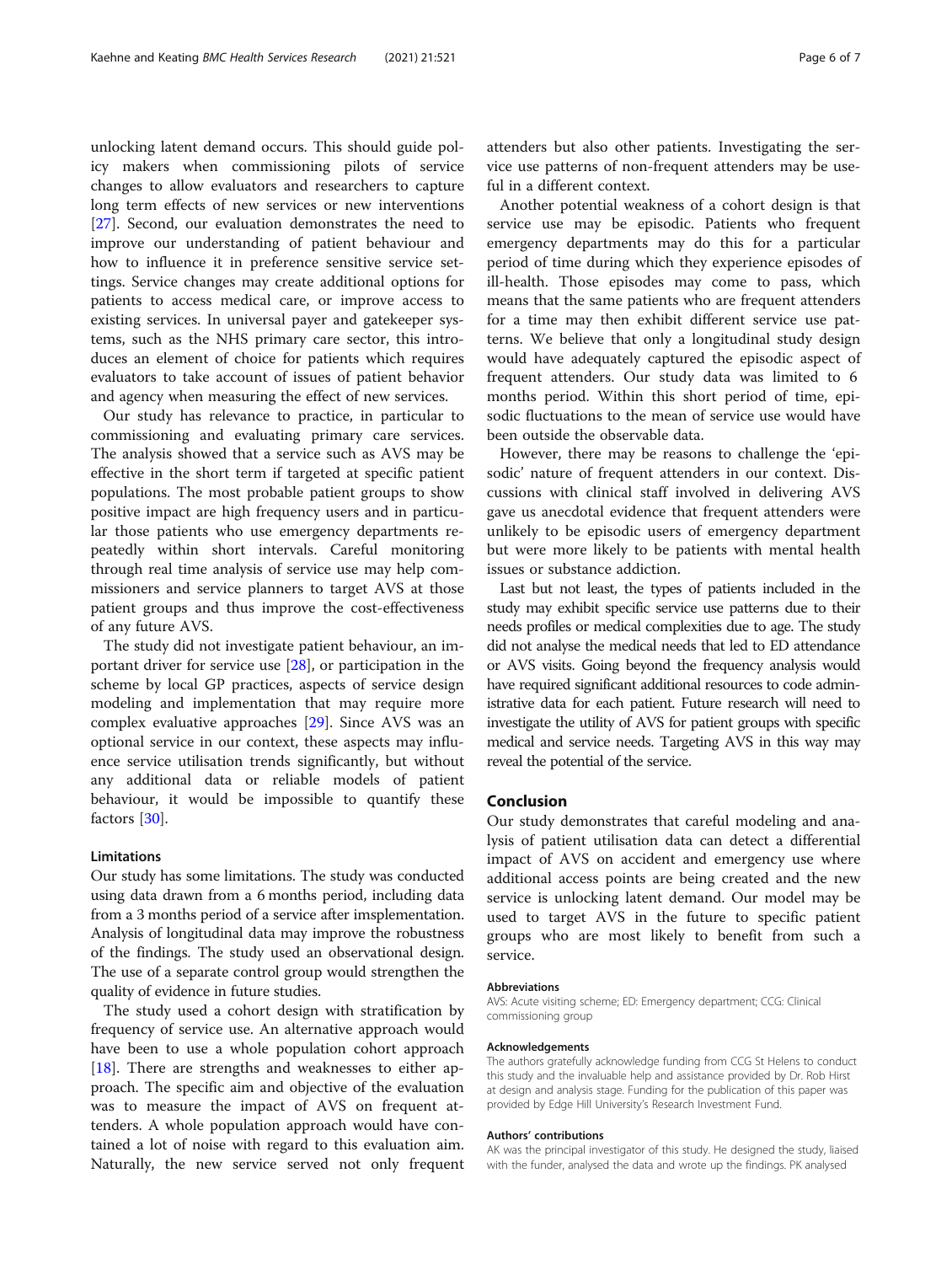unlocking latent demand occurs. This should guide policy makers when commissioning pilots of service changes to allow evaluators and researchers to capture long term effects of new services or new interventions [27]. Second, our evaluation demonstrates the need to improve our understanding of patient behaviour and how to influence it in preference sensitive service settings. Service changes may create additional options for patients to access medical care, or improve access to existing services. In universal payer and gatekeeper systems, such as the NHS primary care sector, this introduces an element of choice for patients which requires evaluators to take account of issues of patient behavior and agency when measuring the effect of new services.

Our study has relevance to practice, in particular to commissioning and evaluating primary care services. The analysis showed that a service such as AVS may be effective in the short term if targeted at specific patient populations. The most probable patient groups to show positive impact are high frequency users and in particular those patients who use emergency departments repeatedly within short intervals. Careful monitoring through real time analysis of service use may help commissioners and service planners to target AVS at those patient groups and thus improve the cost-effectiveness of any future AVS.

The study did not investigate patient behaviour, an important driver for service use [28], or participation in the scheme by local GP practices, aspects of service design modeling and implementation that may require more complex evaluative approaches [29]. Since AVS was an optional service in our context, these aspects may influence service utilisation trends significantly, but without any additional data or reliable models of patient behaviour, it would be impossible to quantify these factors [30].

### Limitations

Our study has some limitations. The study was conducted using data drawn from a 6 months period, including data from a 3 months period of a service after insplementation. Analysis of longitudinal data may improve the robustness of the findings. The study used an observational design. The use of a separate control group would strengthen the quality of evidence in future studies.

The study used a cohort design with stratification by frequency of service use. An alternative approach would have been to use a whole population cohort approach [18]. There are strengths and weaknesses to either approach. The specific aim and objective of the evaluation was to measure the impact of AVS on frequent attenders. A whole population approach would have contained a lot of noise with regard to this evaluation aim. Naturally, the new service served not only frequent attenders but also other patients. Investigating the service use patterns of non-frequent attenders may be useful in a different context.

Another potential weakness of a cohort design is that service use may be episodic. Patients who frequent emergency departments may do this for a particular period of time during which they experience episodes of ill-health. Those episodes may come to pass, which means that the same patients who are frequent attenders for a time may then exhibit different service use patterns. We believe that only a longitudinal study design would have adequately captured the episodic aspect of frequent attenders. Our study data was limited to 6 months period. Within this short period of time, episodic fluctuations to the mean of service use would have been outside the observable data.

However, there may be reasons to challenge the 'episodic' nature of frequent attenders in our context. Discussions with clinical staff involved in delivering AVS gave us anecdotal evidence that frequent attenders were unlikely to be episodic users of emergency department but were more likely to be patients with mental health issues or substance addiction.

Last but not least, the types of patients included in the study may exhibit specific service use patterns due to their needs profiles or medical complexities due to age. The study did not analyse the medical needs that led to ED attendance or AVS visits. Going beyond the frequency analysis would have required significant additional resources to code administrative data for each patient. Future research will need to investigate the utility of AVS for patient groups with specific medical and service needs. Targeting AVS in this way may reveal the potential of the service.

## Conclusion

Our study demonstrates that careful modeling and analysis of patient utilisation data can detect a differential impact of AVS on accident and emergency use where additional access points are being created and the new service is unlocking latent demand. Our model may be used to target AVS in the future to specific patient groups who are most likely to benefit from such a service.

#### Abbreviations

AVS: Acute visiting scheme; ED: Emergency department; CCG: Clinical commissioning group

#### Acknowledgements

The authors gratefully acknowledge funding from CCG St Helens to conduct this study and the invaluable help and assistance provided by Dr. Rob Hirst at design and analysis stage. Funding for the publication of this paper was provided by Edge Hill University's Research Investment Fund.

#### Authors' contributions

AK was the principal investigator of this study. He designed the study, liaised with the funder, analysed the data and wrote up the findings. PK analysed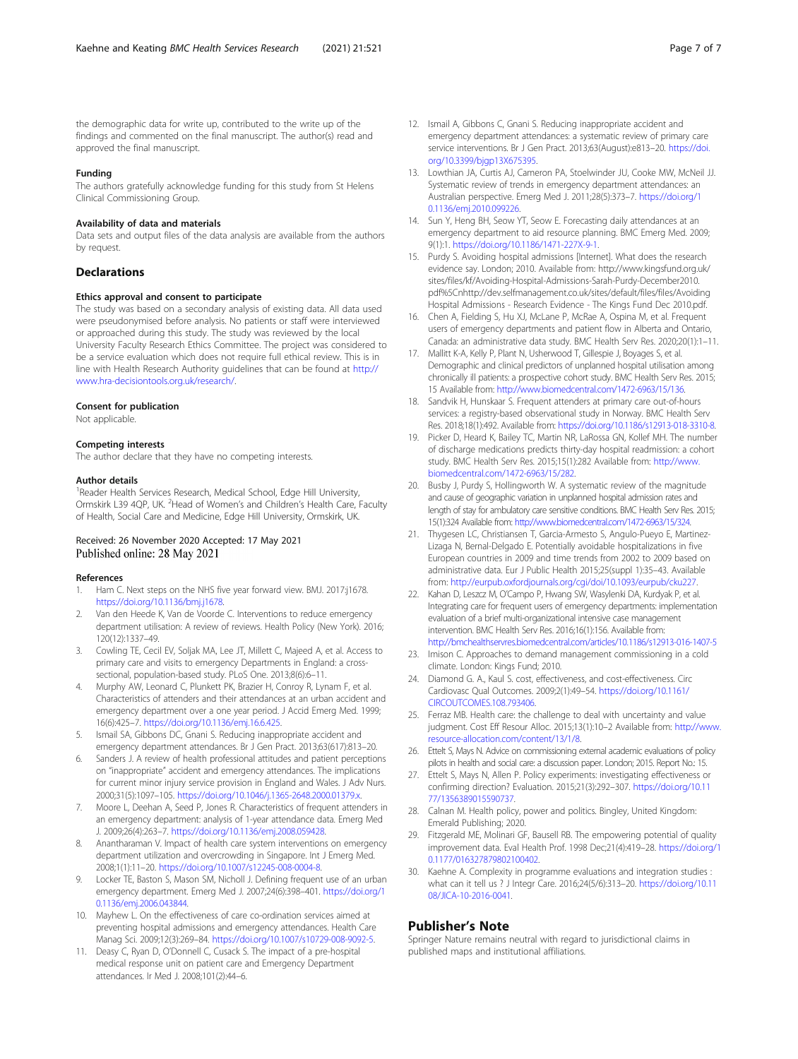the demographic data for write up, contributed to the write up of the findings and commented on the final manuscript. The author(s) read and approved the final manuscript.

### Funding

The authors gratefully acknowledge funding for this study from St Helens Clinical Commissioning Group.

### Availability of data and materials

Data sets and output files of the data analysis are available from the authors by request.

## Declarations

### Ethics approval and consent to participate

The study was based on a secondary analysis of existing data. All data used were pseudonymised before analysis. No patients or staff were interviewed or approached during this study. The study was reviewed by the local University Faculty Research Ethics Committee. The project was considered to be a service evaluation which does not require full ethical review. This is in line with Health Research Authority guidelines that can be found at http://www.hra-decisiontools.org.uk/research/.

### Consent for publication

Not applicable.

### Competing interests

The author declare that they have no competing interests.

### Author details

[1]Reader Health Services Research, Medical School, Edge Hill University, Ormskirk L39 4QP, UK. [2]Head of Women's and Children's Health Care, Faculty of Health, Social Care and Medicine, Edge Hill University, Ormskirk, UK.

Received: 26 November 2020 Accepted: 17 May 2021
Published online: 28 May 2021

### References

1. Ham C. Next steps on the NHS five year forward view. BMJ. 2017;j1678. https://doi.org/10.1136/bmj.j1678.
2. Van den Heede K, Van de Voorde C. Interventions to reduce emergency department utilisation: A review of reviews. Health Policy (New York). 2016; 120(12):1337–49.
3. Cowling TE, Cecil EV, Soljak MA, Lee JT, Millett C, Majeed A, et al. Access to primary care and visits to emergency Departments in England: a cross-sectional, population-based study. PLoS One. 2013;8(6):6–11.
4. Murphy AW, Leonard C, Plunkett PK, Brazier H, Conroy R, Lynam F, et al. Characteristics of attenders and their attendances at an urban accident and emergency department over a one year period. J Accid Emerg Med. 1999; 16(6):425–7. https://doi.org/10.1136/emj.16.6.425.
5. Ismail SA, Gibbons DC, Gnani S. Reducing inappropriate accident and emergency department attendances. Br J Gen Pract. 2013;63(617):813–20.
6. Sanders J. A review of health professional attitudes and patient perceptions on "inappropriate" accident and emergency attendances. The implications for current minor injury service provision in England and Wales. J Adv Nurs. 2000;31(5):1097–105. https://doi.org/10.1046/j.1365-2648.2000.01379.x.
7. Moore L, Deehan A, Seed P, Jones R. Characteristics of frequent attenders in an emergency department: analysis of 1-year attendance data. Emerg Med J. 2009;26(4):263–7. https://doi.org/10.1136/emj.2008.059428.
8. Anantharaman V. Impact of health care system interventions on emergency department utilization and overcrowding in Singapore. Int J Emerg Med. 2008;1(1):11–20. https://doi.org/10.1007/s12245-008-0004-8.
9. Locker TE, Baston S, Mason SM, Nicholl J. Defining frequent use of an urban emergency department. Emerg Med J. 2007;24(6):398–401. https://doi.org/10.1136/emj.2006.043844.
10. Mayhew L. On the effectiveness of care co-ordination services aimed at preventing hospital admissions and emergency attendances. Health Care Manag Sci. 2009;12(3):269–84. https://doi.org/10.1007/s10729-008-9092-5.
11. Deasy C, Ryan D, O'Donnell C, Cusack S. The impact of a pre-hospital medical response unit on patient care and Emergency Department attendances. Ir Med J. 2008;101(2):44–6.
12. Ismail A, Gibbons C, Gnani S. Reducing inappropriate accident and emergency department attendances: a systematic review of primary care service interventions. Br J Gen Pract. 2013;63(August):e813–20. https://doi.org/10.3399/bjgp13X675395.
13. Lowthian JA, Curtis AJ, Cameron PA, Stoelwinder JU, Cooke MW, McNeil JJ. Systematic review of trends in emergency department attendances: an Australian perspective. Emerg Med J. 2011;28(5):373–7. https://doi.org/10.1136/emj.2010.099226.
14. Sun Y, Heng BH, Seow YT, Seow E. Forecasting daily attendances at an emergency department to aid resource planning. BMC Emerg Med. 2009; 9(1):1. https://doi.org/10.1186/1471-227X-9-1.
15. Purdy S. Avoiding hospital admissions [Internet]. What does the research evidence say. London; 2010. Available from: http://www.kingsfund.org.uk/sites/files/kf/Avoiding-Hospital-Admissions-Sarah-Purdy-December2010.pdf%5Cnhttp://dev.selfmanagement.co.uk/sites/default/files/files/Avoiding Hospital Admissions - Research Evidence - The Kings Fund Dec 2010.pdf.
16. Chen A, Fielding S, Hu XJ, McLane P, McRae A, Ospina M, et al. Frequent users of emergency departments and patient flow in Alberta and Ontario, Canada: an administrative data study. BMC Health Serv Res. 2020;20(1):1–11.
17. Mallitt K-A, Kelly P, Plant N, Usherwood T, Gillespie J, Boyages S, et al. Demographic and clinical predictors of unplanned hospital utilisation among chronically ill patients: a prospective cohort study. BMC Health Serv Res. 2015; 15 Available from: http://www.biomedcentral.com/1472-6963/15/136.
18. Sandvik H, Hunskaar S. Frequent attenders at primary care out-of-hours services: a registry-based observational study in Norway. BMC Health Serv Res. 2018;18(1):492. Available from: https://doi.org/10.1186/s12913-018-3310-8.
19. Picker D, Heard K, Bailey TC, Martin NR, LaRossa GN, Kollef MH. The number of discharge medications predicts thirty-day hospital readmission: a cohort study. BMC Health Serv Res. 2015;15(1):282 Available from: http://www.biomedcentral.com/1472-6963/15/282.
20. Busby J, Purdy S, Hollingworth W. A systematic review of the magnitude and cause of geographic variation in unplanned hospital admission rates and length of stay for ambulatory care sensitive conditions. BMC Health Serv Res. 2015; 15(1):324 Available from: http://www.biomedcentral.com/1472-6963/15/324.
21. Thygesen LC, Christiansen T, Garcia-Armesto S, Angulo-Pueyo E, Martinez-Lizaga N, Bernal-Delgado E. Potentially avoidable hospitalizations in five European countries in 2009 and time trends from 2002 to 2009 based on administrative data. Eur J Public Health 2015;25(suppl 1):35–43. Available from: http://eurpub.oxfordjournals.org/cgi/doi/10.1093/eurpub/cku227.
22. Kahan D, Leszcz M, O'Campo P, Hwang SW, Wasylenki DA, Kurdyak P, et al. Integrating care for frequent users of emergency departments: implementation evaluation of a brief multi-organizational intensive case management intervention. BMC Health Serv Res. 2016;16(1):156. Available from: http://bmchealthservres.biomedcentral.com/articles/10.1186/s12913-016-1407-5
23. Imison C. Approaches to demand management commissioning in a cold climate. London: Kings Fund; 2010.
24. Diamond G. A., Kaul S. cost, effectiveness, and cost-effectiveness. Circ Cardiovasc Qual Outcomes. 2009;2(1):49–54. https://doi.org/10.1161/CIRCOUTCOMES.108.793406.
25. Ferraz MB. Health care: the challenge to deal with uncertainty and value judgment. Cost Eff Resour Alloc. 2015;13(1):10–2 Available from: http://www.resource-allocation.com/content/13/1/8.
26. Ettelt S, Mays N. Advice on commissioning external academic evaluations of policy pilots in health and social care: a discussion paper. London; 2015. Report No.: 15.
27. Ettelt S, Mays N, Allen P. Policy experiments: investigating effectiveness or confirming direction? Evaluation. 2015;21(3):292–307. https://doi.org/10.1177/1356389015590737.
28. Calnan M. Health policy, power and politics. Bingley, United Kingdom: Emerald Publishing; 2020.
29. Fitzgerald ME, Molinari GF, Bausell RB. The empowering potential of quality improvement data. Eval Health Prof. 1998 Dec;21(4):419–28. https://doi.org/10.1177/016327879802100402.
30. Kaehne A. Complexity in programme evaluations and integration studies : what can it tell us ? J Integr Care. 2016;24(5/6):313–20. https://doi.org/10.1108/JICA-10-2016-0041.

## Publisher's Note

Springer Nature remains neutral with regard to jurisdictional claims in published maps and institutional affiliations.